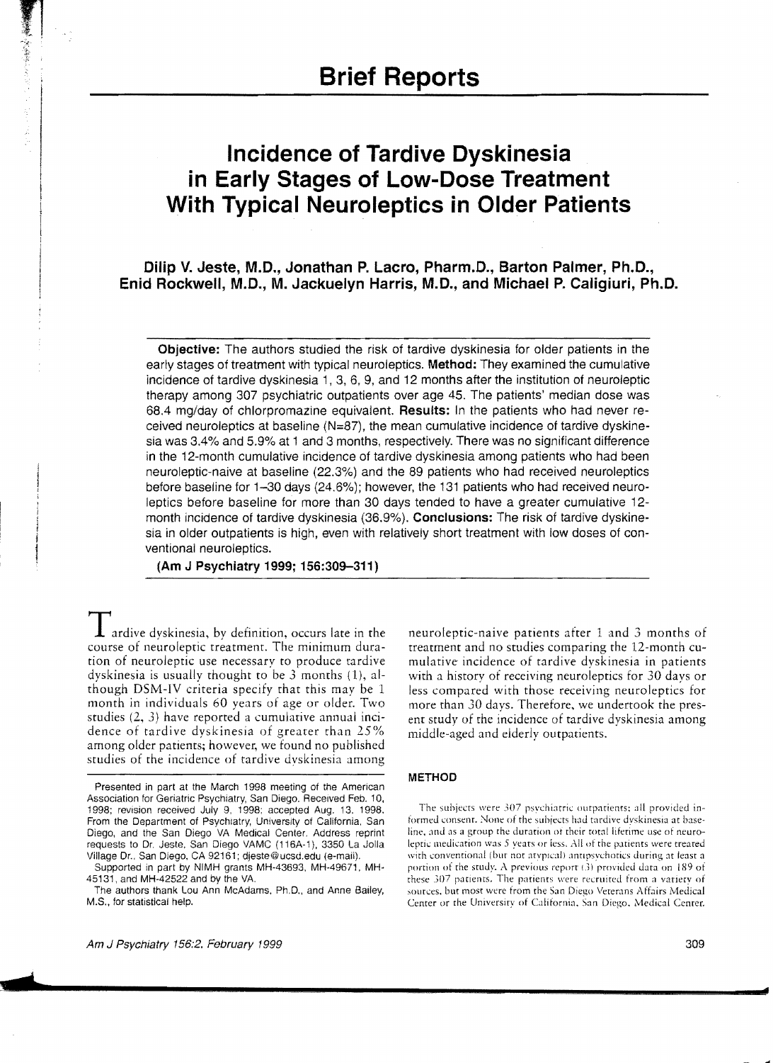# Brief Reports

## Incidence of Tardive Dyskinesia in Early Stages of Low-Dose Treatment With Typical Neuroleptics in Older Patients

**Dilip V. Jeste, M.D., Jonathan P. Lacro, Pharm.D., Barton Palmer, Ph.D., Enid Rockwell, M.D., M. Jackuelyn Harris, M.D., and Michael P. Caligiuri, Ph.D.**

**Objective:** The authors studied the risk of tardive dyskinesia for older patients in the early stages of treatment with typical neuroleptics. **Method:** They examined the cumulative incidence of tardive dyskinesia 1, 3, 6, 9, and 12 months after the institution of neuroleptic therapy among 307 psychiatric outpatients over age 45. The patients' median dose was 68.4 mg/day of chlorpromazine equivalent. **Results:** In the patients who had never received neuroleptics at baseline (N=87), the mean cumulative incidence of tardive dyskinesia was 3.4% and 5.9% at 1 and 3 months, respectively. There was no significant difference in the 12-month cumulative incidence of tardive dyskinesia among patients who had been neuroleptic-naive at baseline (22.3%) and the 89 patients who had received neuroleptics before baseline for 1–30 days (24.6%); however, the 131 patients who had received neuroleptics before baseline for more than 30 days tended to have a greater cumulative 12-month incidence of tardive dyskinesia (36.9%). **Conclusions:** The risk of tardive dyskinesia in older outpatients is high, even with relatively short treatment with low doses of conventional neuroleptics.

**(Am J Psychiatry 1999; 156:309–311)**

Tardive dyskinesia, by definition, occurs late in the course of neuroleptic treatment. The minimum duration of neuroleptic use necessary to produce tardive dyskinesia is usually thought to be 3 months (1), although DSM-IV criteria specify that this may be 1 month in individuals 60 years of age or older. Two studies (2, 3) have reported a cumulative annual incidence of tardive dyskinesia of greater than 25% among older patients; however, we found no published studies of the incidence of tardive dyskinesia among neuroleptic-naive patients after 1 and 3 months of treatment and no studies comparing the 12-month cumulative incidence of tardive dyskinesia in patients with a history of receiving neuroleptics for 30 days or less compared with those receiving neuroleptics for more than 30 days. Therefore, we undertook the present study of the incidence of tardive dyskinesia among middle-aged and elderly outpatients.

Presented in part at the March 1998 meeting of the American Association for Geriatric Psychiatry, San Diego. Received Feb. 10, 1998; revision received July 9, 1998; accepted Aug. 13, 1998. From the Department of Psychiatry, University of California, San Diego, and the San Diego VA Medical Center. Address reprint requests to Dr. Jeste, San Diego VAMC (116A-1), 3350 La Jolla Village Dr., San Diego, CA 92161; djeste@ucsd.edu (e-mail).

Supported in part by NIMH grants MH-43693, MH-49671, MH-45131, and MH-42522 and by the VA.

The authors thank Lou Ann McAdams, Ph.D., and Anne Bailey, M.S., for statistical help.

## METHOD

The subjects were 307 psychiatric outpatients; all provided informed consent. None of the subjects had tardive dyskinesia at baseline, and as a group the duration of their total lifetime use of neuroleptic medication was 5 years or less. All of the patients were treated with conventional (but not atypical) antipsychotics during at least a portion of the study. A previous report (3) provided data on 189 of these 307 patients. The patients were recruited from a variety of sources, but most were from the San Diego Veterans Affairs Medical Center or the University of California, San Diego, Medical Center.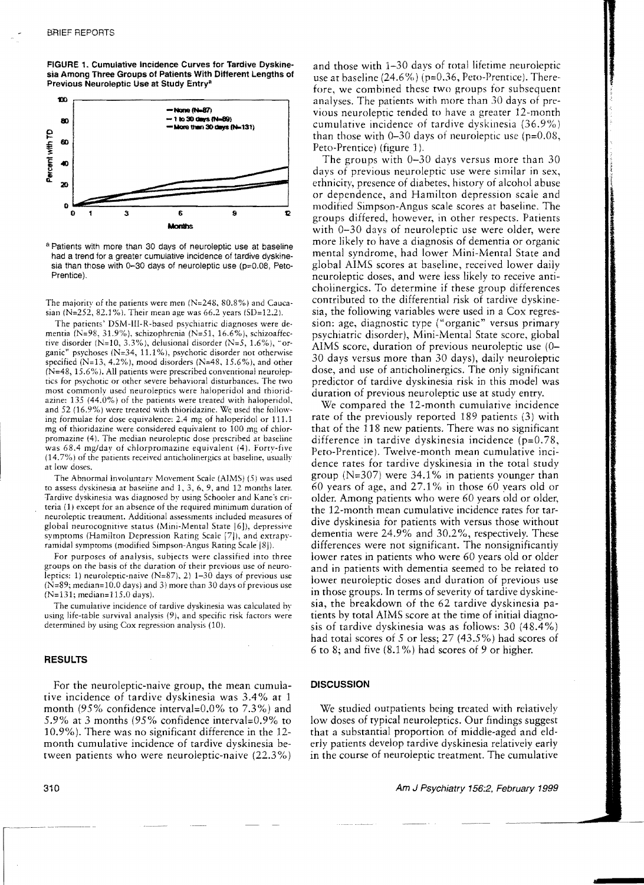FIGURE 1. Cumulative Incidence Curves for Tardive Dyskinesia Among Three Groups of Patients With Different Lengths of Previous Neuroleptic Use at Study Entry[a]

[a] Patients with more than 30 days of neuroleptic use at baseline had a trend for a greater cumulative incidence of tardive dyskinesia than those with 0–30 days of neuroleptic use (p=0.08, Peto-Prentice).

The majority of the patients were men (N=248, 80.8%) and Caucasian (N=252, 82.1%). Their mean age was 66.2 years (SD=12.2).

The patients' DSM-III-R-based psychiatric diagnoses were dementia (N=98, 31.9%), schizophrenia (N=51, 16.6%), schizoaffective disorder (N=10, 3.3%), delusional disorder (N=5, 1.6%), "organic" psychoses (N=34, 11.1%), psychotic disorder not otherwise specified (N=13, 4.2%), mood disorders (N=48, 15.6%), and other (N=48, 15.6%). All patients were prescribed conventional neuroleptics for psychotic or other severe behavioral disturbances. The two most commonly used neuroleptics were haloperidol and thioridazine: 135 (44.0%) of the patients were treated with haloperidol, and 52 (16.9%) were treated with thioridazine. We used the following formulae for dose equivalence: 2.4 mg of haloperidol or 111.1 mg of thioridazine were considered equivalent to 100 mg of chlorpromazine (4). The median neuroleptic dose prescribed at baseline was 68.4 mg/day of chlorpromazine equivalent (4). Forty-five (14.7%) of the patients received anticholinergics at baseline, usually at low doses.

The Abnormal Involuntary Movement Scale (AIMS) (5) was used to assess dyskinesia at baseline and 1, 3, 6, 9, and 12 months later. Tardive dyskinesia was diagnosed by using Schooler and Kane's criteria (1) except for an absence of the required minimum duration of neuroleptic treatment. Additional assessments included measures of global neurocognitive status (Mini-Mental State [6]), depressive symptoms (Hamilton Depression Rating Scale [7]), and extrapyramidal symptoms (modified Simpson-Angus Rating Scale [8]).

For purposes of analysis, subjects were classified into three groups on the basis of the duration of their previous use of neuroleptics: 1) neuroleptic-naive (N=87), 2) 1–30 days of previous use (N=89; median=10.0 days) and 3) more than 30 days of previous use (N=131; median=115.0 days).

The cumulative incidence of tardive dyskinesia was calculated by using life-table survival analysis (9), and specific risk factors were determined by using Cox regression analysis (10).

## RESULTS

For the neuroleptic-naive group, the mean cumulative incidence of tardive dyskinesia was 3.4% at 1 month (95% confidence interval=0.0% to 7.3%) and 5.9% at 3 months (95% confidence interval=0.9% to 10.9%). There was no significant difference in the 12-month cumulative incidence of tardive dyskinesia between patients who were neuroleptic-naive (22.3%) and those with 1–30 days of total lifetime neuroleptic use at baseline (24.6%) (p=0.36, Peto-Prentice). Therefore, we combined these two groups for subsequent analyses. The patients with more than 30 days of previous neuroleptic tended to have a greater 12-month cumulative incidence of tardive dyskinesia (36.9%) than those with 0–30 days of neuroleptic use (p=0.08, Peto-Prentice) (figure 1).

The groups with 0–30 days versus more than 30 days of previous neuroleptic use were similar in sex, ethnicity, presence of diabetes, history of alcohol abuse or dependence, and Hamilton depression scale and modified Simpson-Angus scale scores at baseline. The groups differed, however, in other respects. Patients with 0–30 days of neuroleptic use were older, were more likely to have a diagnosis of dementia or organic mental syndrome, had lower Mini-Mental State and global AIMS scores at baseline, received lower daily neuroleptic doses, and were less likely to receive anticholinergics. To determine if these group differences contributed to the differential risk of tardive dyskinesia, the following variables were used in a Cox regression: age, diagnostic type ("organic" versus primary psychiatric disorder), Mini-Mental State score, global AIMS score, duration of previous neuroleptic use (0–30 days versus more than 30 days), daily neuroleptic dose, and use of anticholinergics. The only significant predictor of tardive dyskinesia risk in this model was duration of previous neuroleptic use at study entry.

We compared the 12-month cumulative incidence rate of the previously reported 189 patients (3) with that of the 118 new patients. There was no significant difference in tardive dyskinesia incidence (p=0.78, Peto-Prentice). Twelve-month mean cumulative incidence rates for tardive dyskinesia in the total study group (N=307) were 34.1% in patients younger than 60 years of age, and 27.1% in those 60 years old or older. Among patients who were 60 years old or older, the 12-month mean cumulative incidence rates for tardive dyskinesia for patients with versus those without dementia were 24.9% and 30.2%, respectively. These differences were not significant. The nonsignificantly lower rates in patients who were 60 years old or older and in patients with dementia seemed to be related to lower neuroleptic doses and duration of previous use in those groups. In terms of severity of tardive dyskinesia, the breakdown of the 62 tardive dyskinesia patients by total AIMS score at the time of initial diagnosis of tardive dyskinesia was as follows: 30 (48.4%) had total scores of 5 or less; 27 (43.5%) had scores of 6 to 8; and five (8.1%) had scores of 9 or higher.

## DISCUSSION

We studied outpatients being treated with relatively low doses of typical neuroleptics. Our findings suggest that a substantial proportion of middle-aged and elderly patients develop tardive dyskinesia relatively early in the course of neuroleptic treatment. The cumulative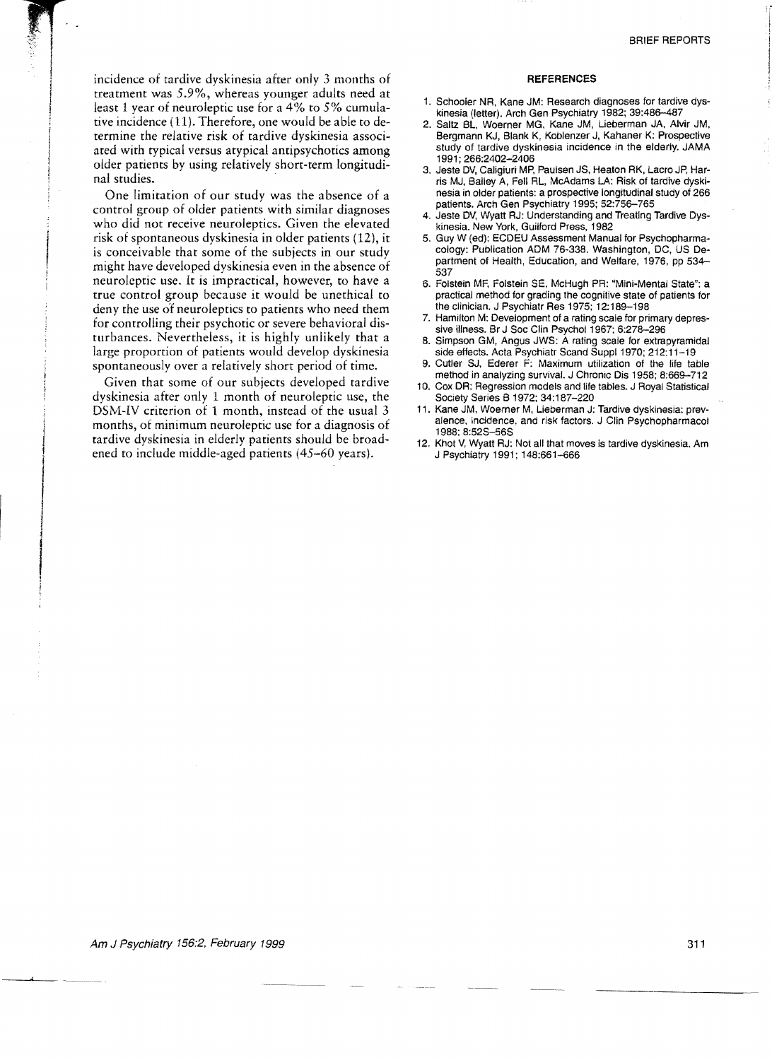incidence of tardive dyskinesia after only 3 months of treatment was 5.9%, whereas younger adults need at least 1 year of neuroleptic use for a 4% to 5% cumulative incidence (11). Therefore, one would be able to determine the relative risk of tardive dyskinesia associated with typical versus atypical antipsychotics among older patients by using relatively short-term longitudinal studies.

One limitation of our study was the absence of a control group of older patients with similar diagnoses who did not receive neuroleptics. Given the elevated risk of spontaneous dyskinesia in older patients (12), it is conceivable that some of the subjects in our study might have developed dyskinesia even in the absence of neuroleptic use. It is impractical, however, to have a true control group because it would be unethical to deny the use of neuroleptics to patients who need them for controlling their psychotic or severe behavioral disturbances. Nevertheless, it is highly unlikely that a large proportion of patients would develop dyskinesia spontaneously over a relatively short period of time.

Given that some of our subjects developed tardive dyskinesia after only 1 month of neuroleptic use, the DSM-IV criterion of 1 month, instead of the usual 3 months, of minimum neuroleptic use for a diagnosis of tardive dyskinesia in elderly patients should be broadened to include middle-aged patients (45–60 years).

## REFERENCES

1. Schooler NR, Kane JM: Research diagnoses for tardive dyskinesia (letter). Arch Gen Psychiatry 1982; 39:486–487
2. Saltz BL, Woerner MG, Kane JM, Lieberman JA, Alvir JM, Bergmann KJ, Blank K, Koblenzer J, Kahaner K: Prospective study of tardive dyskinesia incidence in the elderly. JAMA 1991; 266:2402–2406
3. Jeste DV, Caligiuri MP, Paulsen JS, Heaton RK, Lacro JP, Harris MJ, Bailey A, Fell RL, McAdams LA: Risk of tardive dyskinesia in older patients: a prospective longitudinal study of 266 patients. Arch Gen Psychiatry 1995; 52:756–765
4. Jeste DV, Wyatt RJ: Understanding and Treating Tardive Dyskinesia. New York, Guilford Press, 1982
5. Guy W (ed): ECDEU Assessment Manual for Psychopharmacology: Publication ADM 76-338. Washington, DC, US Department of Health, Education, and Welfare, 1976, pp 534–537
6. Folstein MF, Folstein SE, McHugh PR: "Mini-Mental State": a practical method for grading the cognitive state of patients for the clinician. J Psychiatr Res 1975; 12:189–198
7. Hamilton M: Development of a rating scale for primary depressive illness. Br J Soc Clin Psychol 1967; 6:278–296
8. Simpson GM, Angus JWS: A rating scale for extrapyramidal side effects. Acta Psychiatr Scand Suppl 1970; 212:11–19
9. Cutler SJ, Ederer F: Maximum utilization of the life table method in analyzing survival. J Chronic Dis 1958; 8:699–712
10. Cox DR: Regression models and life tables. J Royal Statistical Society Series B 1972; 34:187–220
11. Kane JM, Woerner M, Lieberman J: Tardive dyskinesia: prevalence, incidence, and risk factors. J Clin Psychopharmacol 1988; 8:52S–56S
12. Khot V, Wyatt RJ: Not all that moves is tardive dyskinesia. Am J Psychiatry 1991; 148:661–666